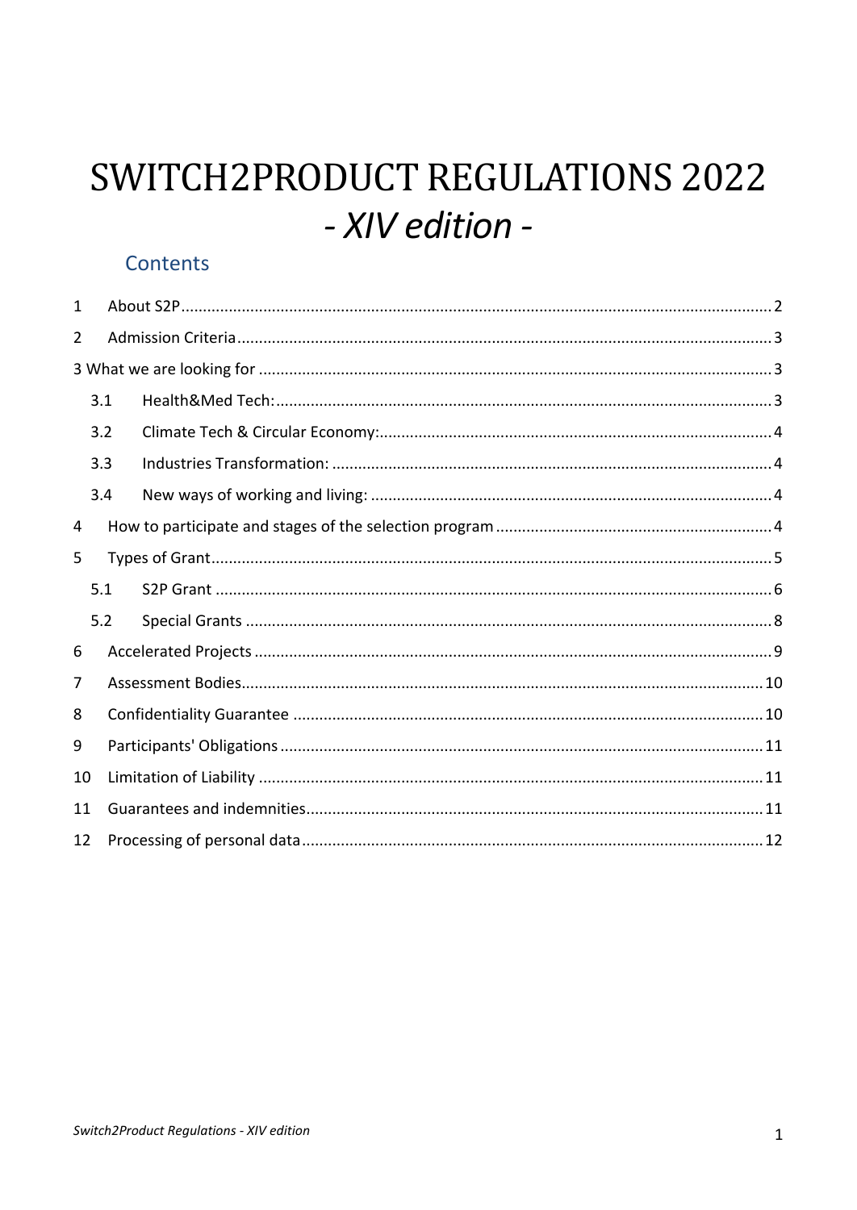# SWITCH2PRODUCT REGULATIONS 2022
## *- XIV edition -*

### Contents

1 About S2P .......... 2

2 Admission Criteria .......... 3

3 What we are looking for .......... 3

  3.1 Health&Med Tech: .......... 3

  3.2 Climate Tech & Circular Economy: .......... 4

  3.3 Industries Transformation: .......... 4

  3.4 New ways of working and living: .......... 4

4 How to participate and stages of the selection program .......... 4

5 Types of Grant .......... 5

  5.1 S2P Grant .......... 6

  5.2 Special Grants .......... 8

6 Accelerated Projects .......... 9

7 Assessment Bodies .......... 10

8 Confidentiality Guarantee .......... 10

9 Participants' Obligations .......... 11

10 Limitation of Liability .......... 11

11 Guarantees and indemnities .......... 11

12 Processing of personal data .......... 12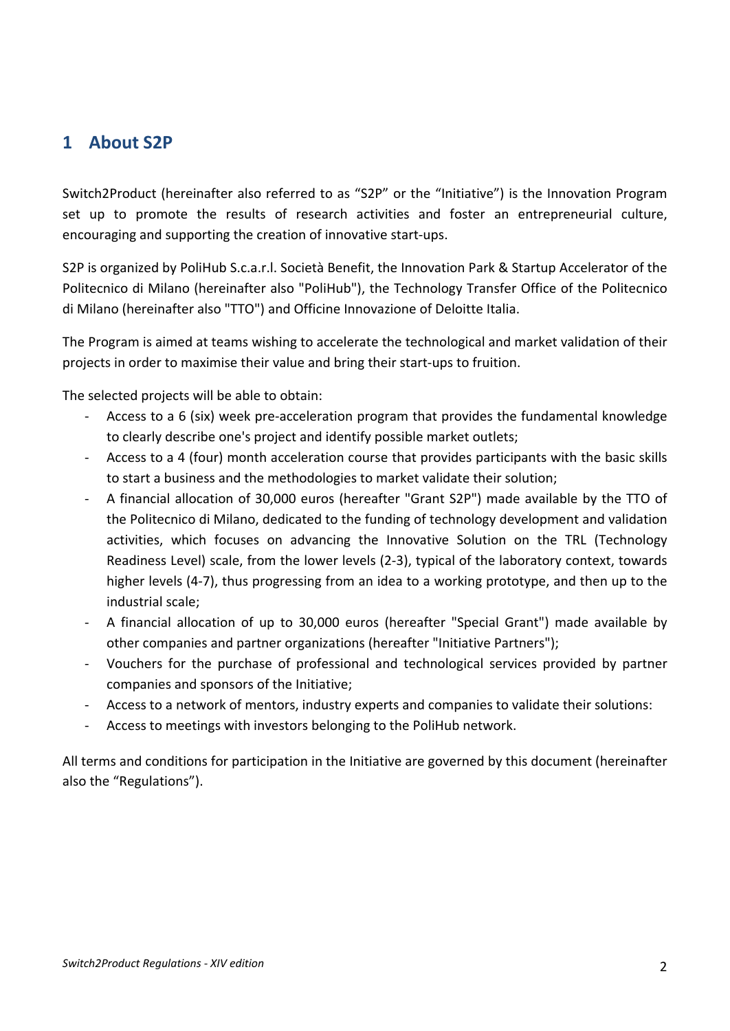# 1 About S2P

Switch2Product (hereinafter also referred to as "S2P" or the "Initiative") is the Innovation Program set up to promote the results of research activities and foster an entrepreneurial culture, encouraging and supporting the creation of innovative start-ups.

S2P is organized by PoliHub S.c.a.r.l. Società Benefit, the Innovation Park & Startup Accelerator of the Politecnico di Milano (hereinafter also "PoliHub"), the Technology Transfer Office of the Politecnico di Milano (hereinafter also "TTO") and Officine Innovazione of Deloitte Italia.

The Program is aimed at teams wishing to accelerate the technological and market validation of their projects in order to maximise their value and bring their start-ups to fruition.

The selected projects will be able to obtain:

- Access to a 6 (six) week pre-acceleration program that provides the fundamental knowledge to clearly describe one's project and identify possible market outlets;
- Access to a 4 (four) month acceleration course that provides participants with the basic skills to start a business and the methodologies to market validate their solution;
- A financial allocation of 30,000 euros (hereafter "Grant S2P") made available by the TTO of the Politecnico di Milano, dedicated to the funding of technology development and validation activities, which focuses on advancing the Innovative Solution on the TRL (Technology Readiness Level) scale, from the lower levels (2-3), typical of the laboratory context, towards higher levels (4-7), thus progressing from an idea to a working prototype, and then up to the industrial scale;
- A financial allocation of up to 30,000 euros (hereafter "Special Grant") made available by other companies and partner organizations (hereafter "Initiative Partners");
- Vouchers for the purchase of professional and technological services provided by partner companies and sponsors of the Initiative;
- Access to a network of mentors, industry experts and companies to validate their solutions:
- Access to meetings with investors belonging to the PoliHub network.

All terms and conditions for participation in the Initiative are governed by this document (hereinafter also the "Regulations").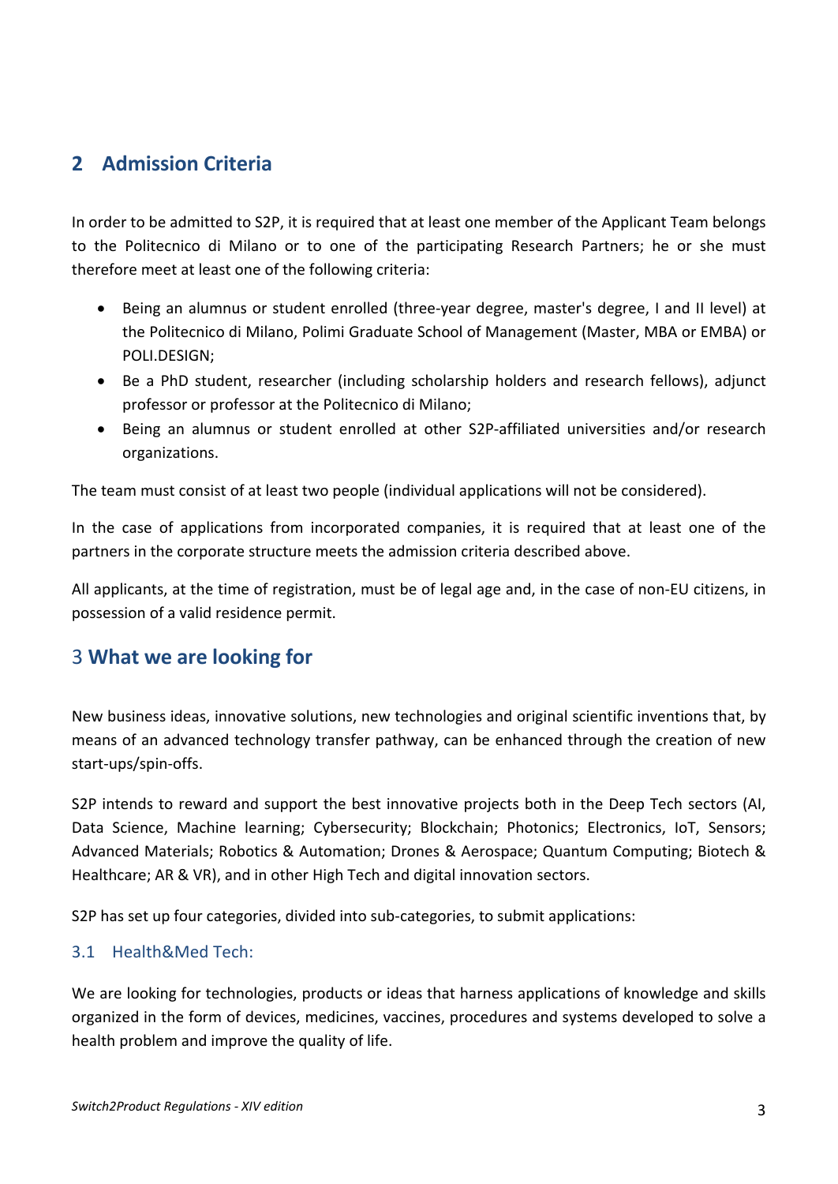## 2 Admission Criteria

In order to be admitted to S2P, it is required that at least one member of the Applicant Team belongs to the Politecnico di Milano or to one of the participating Research Partners; he or she must therefore meet at least one of the following criteria:

- Being an alumnus or student enrolled (three-year degree, master's degree, I and II level) at the Politecnico di Milano, Polimi Graduate School of Management (Master, MBA or EMBA) or POLI.DESIGN;
- Be a PhD student, researcher (including scholarship holders and research fellows), adjunct professor or professor at the Politecnico di Milano;
- Being an alumnus or student enrolled at other S2P-affiliated universities and/or research organizations.

The team must consist of at least two people (individual applications will not be considered).

In the case of applications from incorporated companies, it is required that at least one of the partners in the corporate structure meets the admission criteria described above.

All applicants, at the time of registration, must be of legal age and, in the case of non-EU citizens, in possession of a valid residence permit.

## 3 What we are looking for

New business ideas, innovative solutions, new technologies and original scientific inventions that, by means of an advanced technology transfer pathway, can be enhanced through the creation of new start-ups/spin-offs.

S2P intends to reward and support the best innovative projects both in the Deep Tech sectors (AI, Data Science, Machine learning; Cybersecurity; Blockchain; Photonics; Electronics, IoT, Sensors; Advanced Materials; Robotics & Automation; Drones & Aerospace; Quantum Computing; Biotech & Healthcare; AR & VR), and in other High Tech and digital innovation sectors.

S2P has set up four categories, divided into sub-categories, to submit applications:

### 3.1 Health&Med Tech:

We are looking for technologies, products or ideas that harness applications of knowledge and skills organized in the form of devices, medicines, vaccines, procedures and systems developed to solve a health problem and improve the quality of life.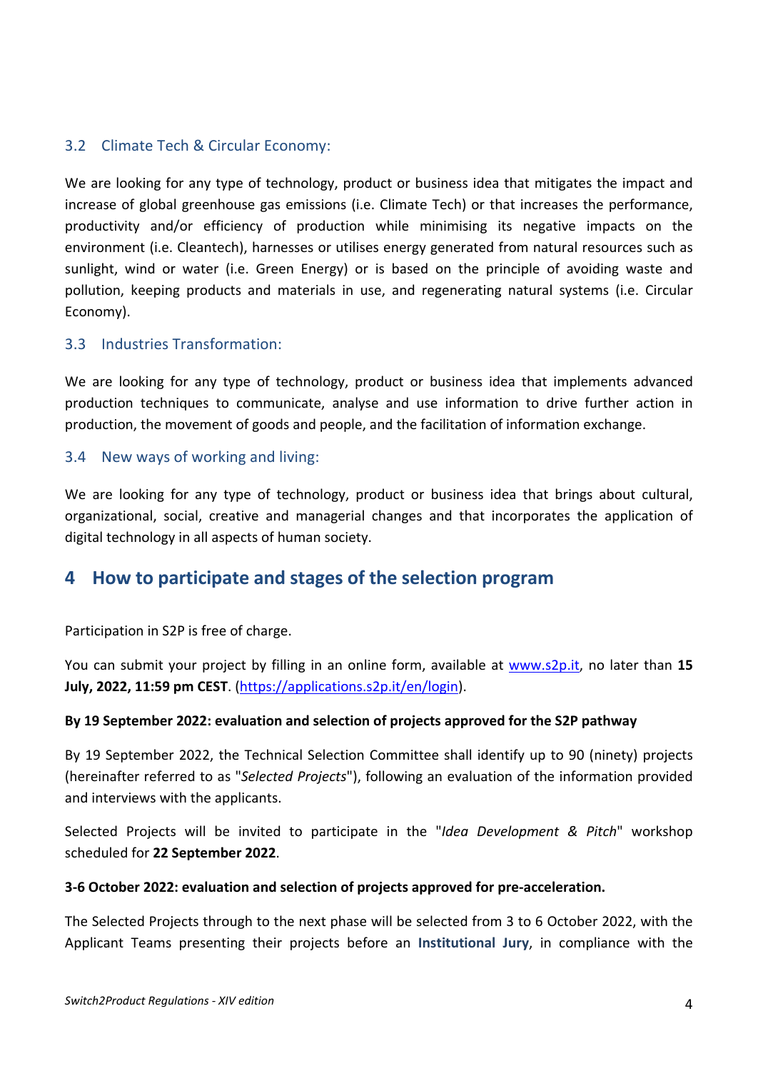### 3.2 Climate Tech & Circular Economy:

We are looking for any type of technology, product or business idea that mitigates the impact and increase of global greenhouse gas emissions (i.e. Climate Tech) or that increases the performance, productivity and/or efficiency of production while minimising its negative impacts on the environment (i.e. Cleantech), harnesses or utilises energy generated from natural resources such as sunlight, wind or water (i.e. Green Energy) or is based on the principle of avoiding waste and pollution, keeping products and materials in use, and regenerating natural systems (i.e. Circular Economy).

### 3.3 Industries Transformation:

We are looking for any type of technology, product or business idea that implements advanced production techniques to communicate, analyse and use information to drive further action in production, the movement of goods and people, and the facilitation of information exchange.

### 3.4 New ways of working and living:

We are looking for any type of technology, product or business idea that brings about cultural, organizational, social, creative and managerial changes and that incorporates the application of digital technology in all aspects of human society.

## 4 How to participate and stages of the selection program

Participation in S2P is free of charge.

You can submit your project by filling in an online form, available at www.s2p.it, no later than **15 July, 2022, 11:59 pm CEST**. (https://applications.s2p.it/en/login).

**By 19 September 2022: evaluation and selection of projects approved for the S2P pathway**

By 19 September 2022, the Technical Selection Committee shall identify up to 90 (ninety) projects (hereinafter referred to as "*Selected Projects*"), following an evaluation of the information provided and interviews with the applicants.

Selected Projects will be invited to participate in the "*Idea Development & Pitch*" workshop scheduled for **22 September 2022**.

**3-6 October 2022: evaluation and selection of projects approved for pre-acceleration.**

The Selected Projects through to the next phase will be selected from 3 to 6 October 2022, with the Applicant Teams presenting their projects before an **Institutional Jury**, in compliance with the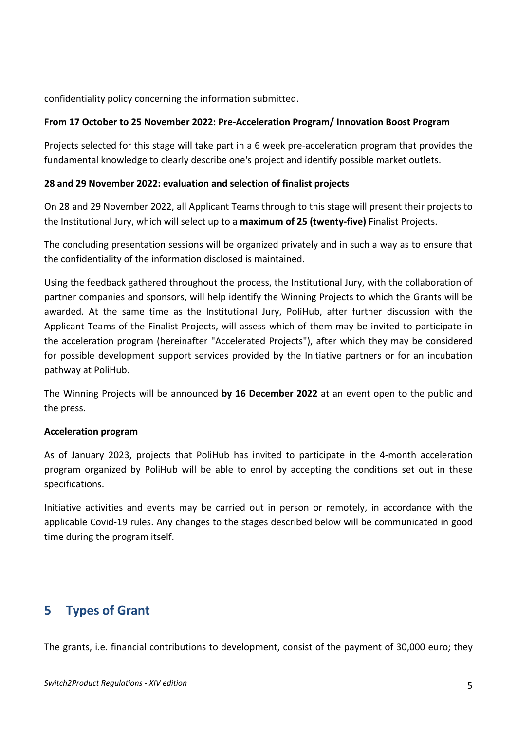confidentiality policy concerning the information submitted.

**From 17 October to 25 November 2022: Pre-Acceleration Program/ Innovation Boost Program**

Projects selected for this stage will take part in a 6 week pre-acceleration program that provides the fundamental knowledge to clearly describe one's project and identify possible market outlets.

**28 and 29 November 2022: evaluation and selection of finalist projects**

On 28 and 29 November 2022, all Applicant Teams through to this stage will present their projects to the Institutional Jury, which will select up to a **maximum of 25 (twenty-five)** Finalist Projects.

The concluding presentation sessions will be organized privately and in such a way as to ensure that the confidentiality of the information disclosed is maintained.

Using the feedback gathered throughout the process, the Institutional Jury, with the collaboration of partner companies and sponsors, will help identify the Winning Projects to which the Grants will be awarded. At the same time as the Institutional Jury, PoliHub, after further discussion with the Applicant Teams of the Finalist Projects, will assess which of them may be invited to participate in the acceleration program (hereinafter "Accelerated Projects"), after which they may be considered for possible development support services provided by the Initiative partners or for an incubation pathway at PoliHub.

The Winning Projects will be announced **by 16 December 2022** at an event open to the public and the press.

**Acceleration program**

As of January 2023, projects that PoliHub has invited to participate in the 4-month acceleration program organized by PoliHub will be able to enrol by accepting the conditions set out in these specifications.

Initiative activities and events may be carried out in person or remotely, in accordance with the applicable Covid-19 rules. Any changes to the stages described below will be communicated in good time during the program itself.

## 5 Types of Grant

The grants, i.e. financial contributions to development, consist of the payment of 30,000 euro; they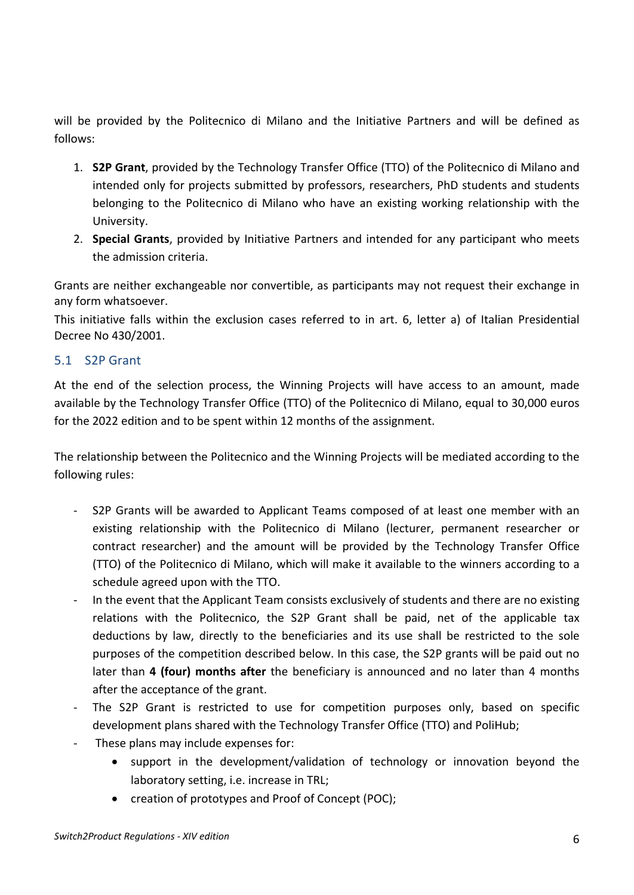will be provided by the Politecnico di Milano and the Initiative Partners and will be defined as follows:

1. **S2P Grant**, provided by the Technology Transfer Office (TTO) of the Politecnico di Milano and intended only for projects submitted by professors, researchers, PhD students and students belonging to the Politecnico di Milano who have an existing working relationship with the University.
2. **Special Grants**, provided by Initiative Partners and intended for any participant who meets the admission criteria.

Grants are neither exchangeable nor convertible, as participants may not request their exchange in any form whatsoever.
This initiative falls within the exclusion cases referred to in art. 6, letter a) of Italian Presidential Decree No 430/2001.

## 5.1 S2P Grant

At the end of the selection process, the Winning Projects will have access to an amount, made available by the Technology Transfer Office (TTO) of the Politecnico di Milano, equal to 30,000 euros for the 2022 edition and to be spent within 12 months of the assignment.

The relationship between the Politecnico and the Winning Projects will be mediated according to the following rules:

- S2P Grants will be awarded to Applicant Teams composed of at least one member with an existing relationship with the Politecnico di Milano (lecturer, permanent researcher or contract researcher) and the amount will be provided by the Technology Transfer Office (TTO) of the Politecnico di Milano, which will make it available to the winners according to a schedule agreed upon with the TTO.
- In the event that the Applicant Team consists exclusively of students and there are no existing relations with the Politecnico, the S2P Grant shall be paid, net of the applicable tax deductions by law, directly to the beneficiaries and its use shall be restricted to the sole purposes of the competition described below. In this case, the S2P grants will be paid out no later than **4 (four) months after** the beneficiary is announced and no later than 4 months after the acceptance of the grant.
- The S2P Grant is restricted to use for competition purposes only, based on specific development plans shared with the Technology Transfer Office (TTO) and PoliHub;
- These plans may include expenses for:
  - support in the development/validation of technology or innovation beyond the laboratory setting, i.e. increase in TRL;
  - creation of prototypes and Proof of Concept (POC);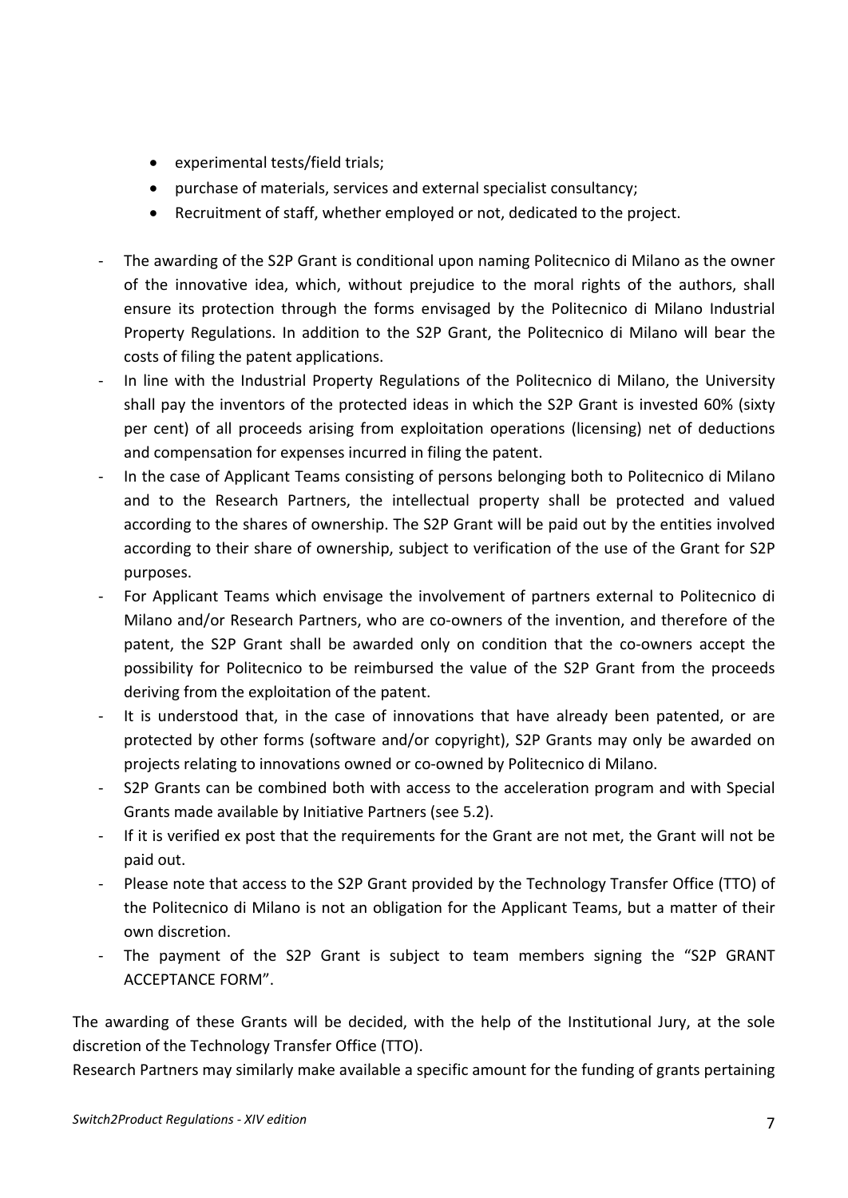- experimental tests/field trials;
    - purchase of materials, services and external specialist consultancy;
    - Recruitment of staff, whether employed or not, dedicated to the project.

- The awarding of the S2P Grant is conditional upon naming Politecnico di Milano as the owner of the innovative idea, which, without prejudice to the moral rights of the authors, shall ensure its protection through the forms envisaged by the Politecnico di Milano Industrial Property Regulations. In addition to the S2P Grant, the Politecnico di Milano will bear the costs of filing the patent applications.
- In line with the Industrial Property Regulations of the Politecnico di Milano, the University shall pay the inventors of the protected ideas in which the S2P Grant is invested 60% (sixty per cent) of all proceeds arising from exploitation operations (licensing) net of deductions and compensation for expenses incurred in filing the patent.
- In the case of Applicant Teams consisting of persons belonging both to Politecnico di Milano and to the Research Partners, the intellectual property shall be protected and valued according to the shares of ownership. The S2P Grant will be paid out by the entities involved according to their share of ownership, subject to verification of the use of the Grant for S2P purposes.
- For Applicant Teams which envisage the involvement of partners external to Politecnico di Milano and/or Research Partners, who are co-owners of the invention, and therefore of the patent, the S2P Grant shall be awarded only on condition that the co-owners accept the possibility for Politecnico to be reimbursed the value of the S2P Grant from the proceeds deriving from the exploitation of the patent.
- It is understood that, in the case of innovations that have already been patented, or are protected by other forms (software and/or copyright), S2P Grants may only be awarded on projects relating to innovations owned or co-owned by Politecnico di Milano.
- S2P Grants can be combined both with access to the acceleration program and with Special Grants made available by Initiative Partners (see 5.2).
- If it is verified ex post that the requirements for the Grant are not met, the Grant will not be paid out.
- Please note that access to the S2P Grant provided by the Technology Transfer Office (TTO) of the Politecnico di Milano is not an obligation for the Applicant Teams, but a matter of their own discretion.
- The payment of the S2P Grant is subject to team members signing the "S2P GRANT ACCEPTANCE FORM".

The awarding of these Grants will be decided, with the help of the Institutional Jury, at the sole discretion of the Technology Transfer Office (TTO).

Research Partners may similarly make available a specific amount for the funding of grants pertaining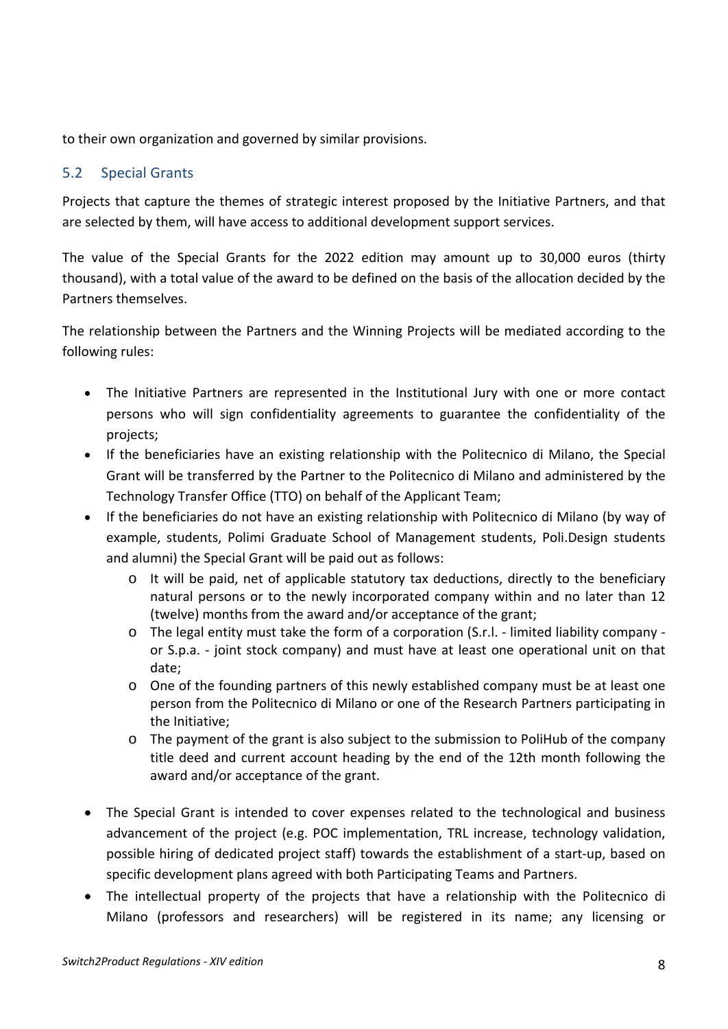to their own organization and governed by similar provisions.

## 5.2 Special Grants

Projects that capture the themes of strategic interest proposed by the Initiative Partners, and that are selected by them, will have access to additional development support services.

The value of the Special Grants for the 2022 edition may amount up to 30,000 euros (thirty thousand), with a total value of the award to be defined on the basis of the allocation decided by the Partners themselves.

The relationship between the Partners and the Winning Projects will be mediated according to the following rules:

- The Initiative Partners are represented in the Institutional Jury with one or more contact persons who will sign confidentiality agreements to guarantee the confidentiality of the projects;
- If the beneficiaries have an existing relationship with the Politecnico di Milano, the Special Grant will be transferred by the Partner to the Politecnico di Milano and administered by the Technology Transfer Office (TTO) on behalf of the Applicant Team;
- If the beneficiaries do not have an existing relationship with Politecnico di Milano (by way of example, students, Polimi Graduate School of Management students, Poli.Design students and alumni) the Special Grant will be paid out as follows:
  - It will be paid, net of applicable statutory tax deductions, directly to the beneficiary natural persons or to the newly incorporated company within and no later than 12 (twelve) months from the award and/or acceptance of the grant;
  - The legal entity must take the form of a corporation (S.r.l. - limited liability company - or S.p.a. - joint stock company) and must have at least one operational unit on that date;
  - One of the founding partners of this newly established company must be at least one person from the Politecnico di Milano or one of the Research Partners participating in the Initiative;
  - The payment of the grant is also subject to the submission to PoliHub of the company title deed and current account heading by the end of the 12th month following the award and/or acceptance of the grant.
- The Special Grant is intended to cover expenses related to the technological and business advancement of the project (e.g. POC implementation, TRL increase, technology validation, possible hiring of dedicated project staff) towards the establishment of a start-up, based on specific development plans agreed with both Participating Teams and Partners.
- The intellectual property of the projects that have a relationship with the Politecnico di Milano (professors and researchers) will be registered in its name; any licensing or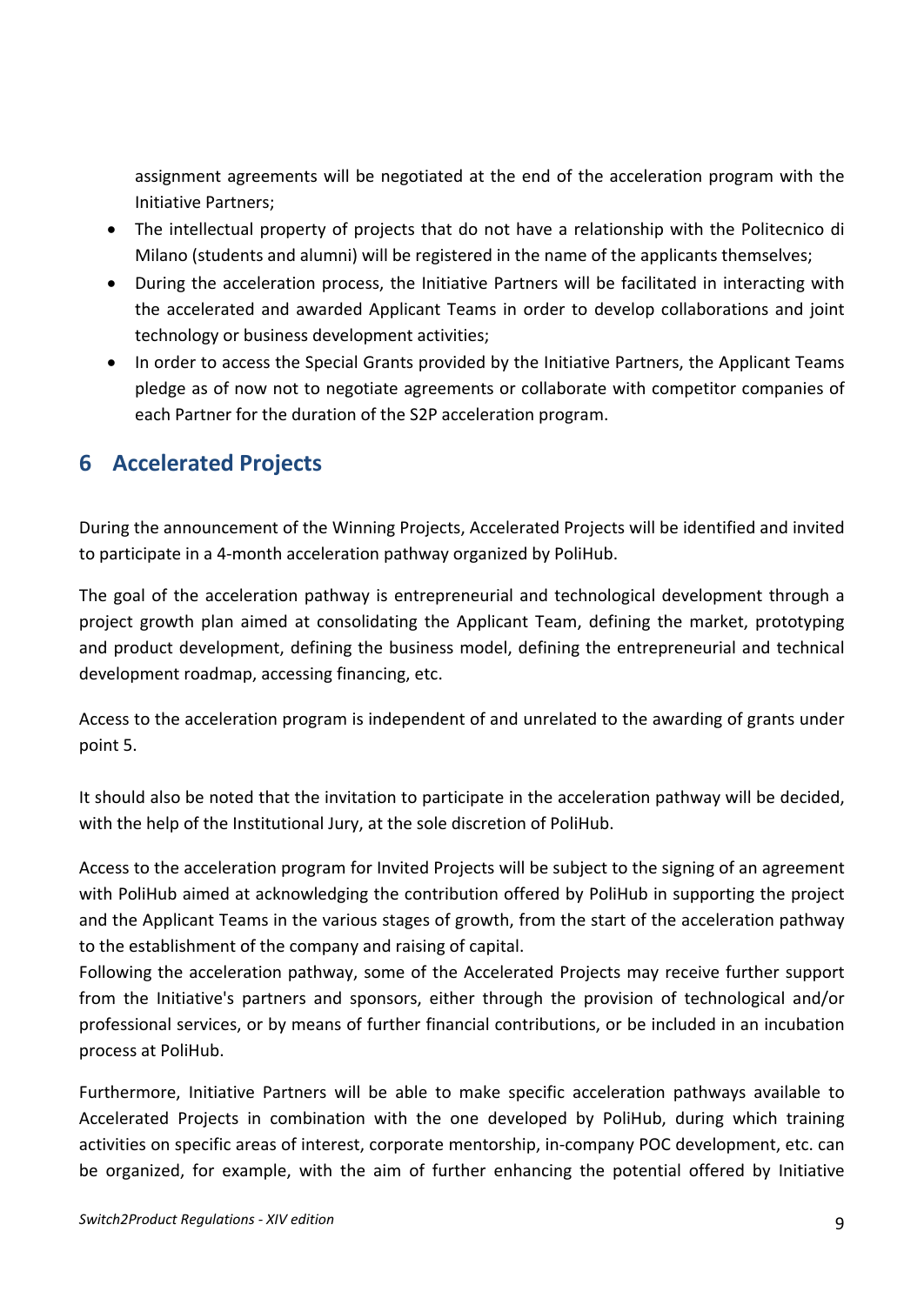assignment agreements will be negotiated at the end of the acceleration program with the Initiative Partners;

- The intellectual property of projects that do not have a relationship with the Politecnico di Milano (students and alumni) will be registered in the name of the applicants themselves;
- During the acceleration process, the Initiative Partners will be facilitated in interacting with the accelerated and awarded Applicant Teams in order to develop collaborations and joint technology or business development activities;
- In order to access the Special Grants provided by the Initiative Partners, the Applicant Teams pledge as of now not to negotiate agreements or collaborate with competitor companies of each Partner for the duration of the S2P acceleration program.

## 6 Accelerated Projects

During the announcement of the Winning Projects, Accelerated Projects will be identified and invited to participate in a 4-month acceleration pathway organized by PoliHub.

The goal of the acceleration pathway is entrepreneurial and technological development through a project growth plan aimed at consolidating the Applicant Team, defining the market, prototyping and product development, defining the business model, defining the entrepreneurial and technical development roadmap, accessing financing, etc.

Access to the acceleration program is independent of and unrelated to the awarding of grants under point 5.

It should also be noted that the invitation to participate in the acceleration pathway will be decided, with the help of the Institutional Jury, at the sole discretion of PoliHub.

Access to the acceleration program for Invited Projects will be subject to the signing of an agreement with PoliHub aimed at acknowledging the contribution offered by PoliHub in supporting the project and the Applicant Teams in the various stages of growth, from the start of the acceleration pathway to the establishment of the company and raising of capital.
Following the acceleration pathway, some of the Accelerated Projects may receive further support from the Initiative's partners and sponsors, either through the provision of technological and/or professional services, or by means of further financial contributions, or be included in an incubation process at PoliHub.

Furthermore, Initiative Partners will be able to make specific acceleration pathways available to Accelerated Projects in combination with the one developed by PoliHub, during which training activities on specific areas of interest, corporate mentorship, in-company POC development, etc. can be organized, for example, with the aim of further enhancing the potential offered by Initiative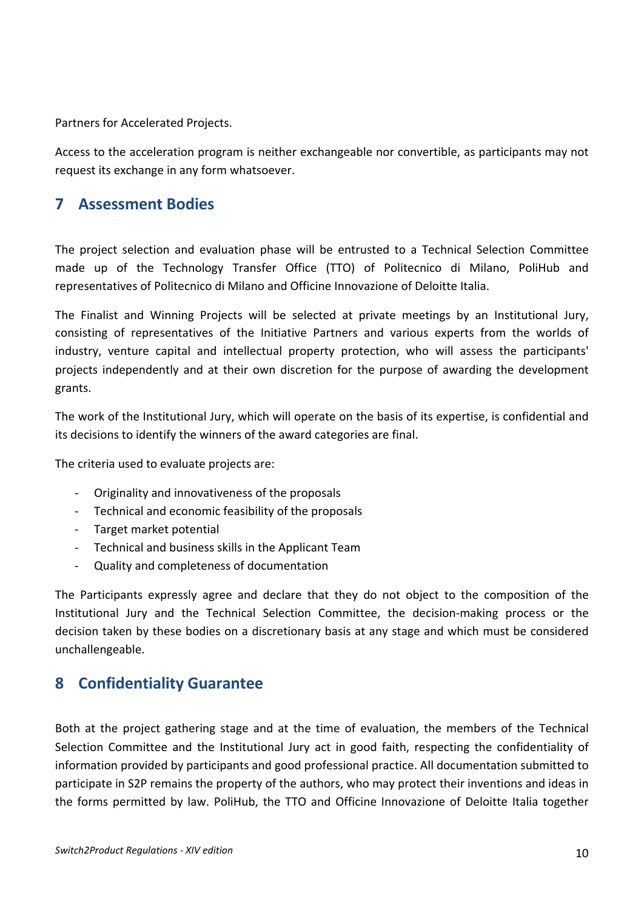Partners for Accelerated Projects.

Access to the acceleration program is neither exchangeable nor convertible, as participants may not request its exchange in any form whatsoever.

## 7 Assessment Bodies

The project selection and evaluation phase will be entrusted to a Technical Selection Committee made up of the Technology Transfer Office (TTO) of Politecnico di Milano, PoliHub and representatives of Politecnico di Milano and Officine Innovazione of Deloitte Italia.

The Finalist and Winning Projects will be selected at private meetings by an Institutional Jury, consisting of representatives of the Initiative Partners and various experts from the worlds of industry, venture capital and intellectual property protection, who will assess the participants' projects independently and at their own discretion for the purpose of awarding the development grants.

The work of the Institutional Jury, which will operate on the basis of its expertise, is confidential and its decisions to identify the winners of the award categories are final.

The criteria used to evaluate projects are:

- Originality and innovativeness of the proposals
- Technical and economic feasibility of the proposals
- Target market potential
- Technical and business skills in the Applicant Team
- Quality and completeness of documentation

The Participants expressly agree and declare that they do not object to the composition of the Institutional Jury and the Technical Selection Committee, the decision-making process or the decision taken by these bodies on a discretionary basis at any stage and which must be considered unchallengeable.

## 8 Confidentiality Guarantee

Both at the project gathering stage and at the time of evaluation, the members of the Technical Selection Committee and the Institutional Jury act in good faith, respecting the confidentiality of information provided by participants and good professional practice. All documentation submitted to participate in S2P remains the property of the authors, who may protect their inventions and ideas in the forms permitted by law. PoliHub, the TTO and Officine Innovazione of Deloitte Italia together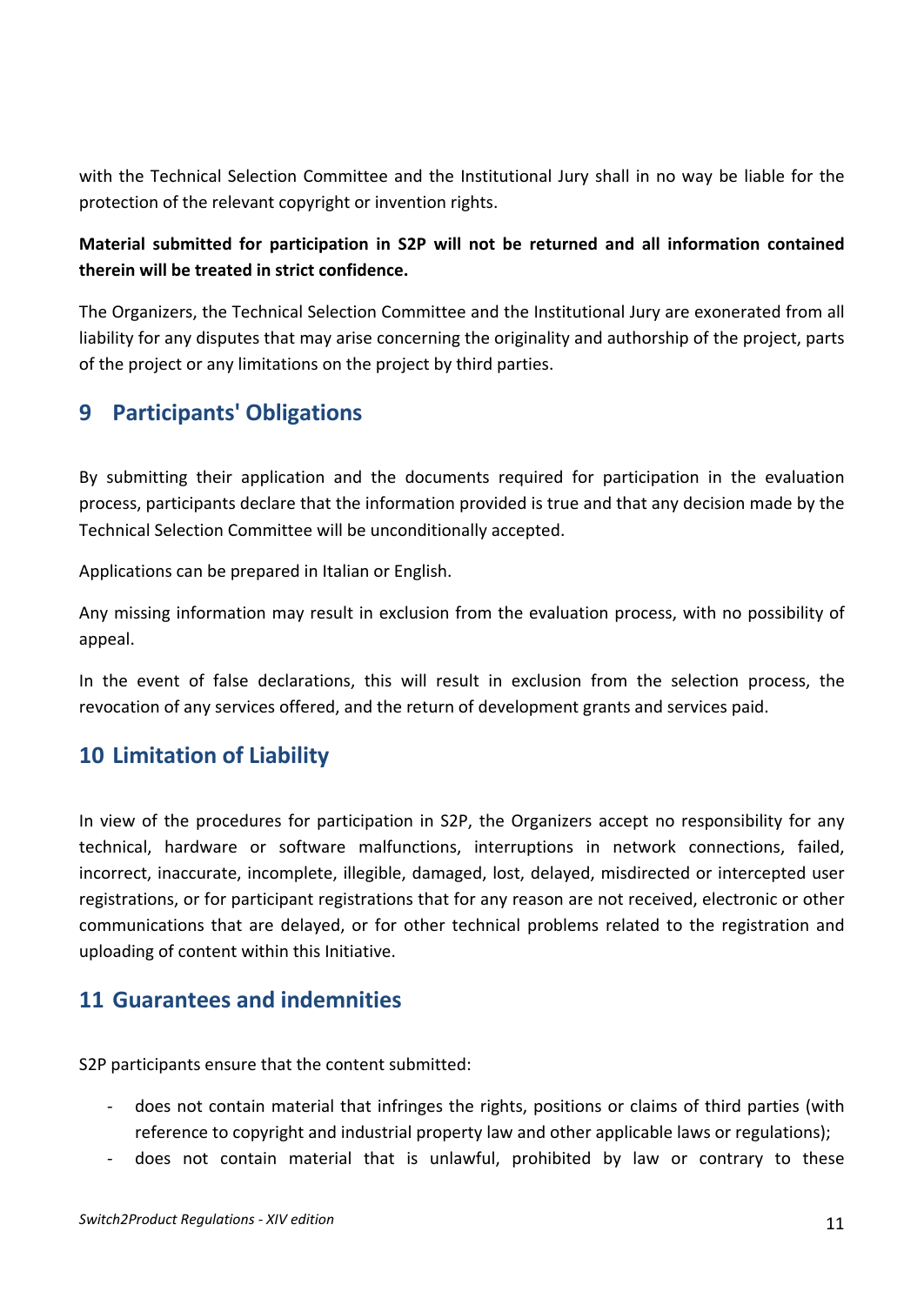with the Technical Selection Committee and the Institutional Jury shall in no way be liable for the protection of the relevant copyright or invention rights.

**Material submitted for participation in S2P will not be returned and all information contained therein will be treated in strict confidence.**

The Organizers, the Technical Selection Committee and the Institutional Jury are exonerated from all liability for any disputes that may arise concerning the originality and authorship of the project, parts of the project or any limitations on the project by third parties.

## 9 Participants' Obligations

By submitting their application and the documents required for participation in the evaluation process, participants declare that the information provided is true and that any decision made by the Technical Selection Committee will be unconditionally accepted.

Applications can be prepared in Italian or English.

Any missing information may result in exclusion from the evaluation process, with no possibility of appeal.

In the event of false declarations, this will result in exclusion from the selection process, the revocation of any services offered, and the return of development grants and services paid.

## 10 Limitation of Liability

In view of the procedures for participation in S2P, the Organizers accept no responsibility for any technical, hardware or software malfunctions, interruptions in network connections, failed, incorrect, inaccurate, incomplete, illegible, damaged, lost, delayed, misdirected or intercepted user registrations, or for participant registrations that for any reason are not received, electronic or other communications that are delayed, or for other technical problems related to the registration and uploading of content within this Initiative.

## 11 Guarantees and indemnities

S2P participants ensure that the content submitted:

- does not contain material that infringes the rights, positions or claims of third parties (with reference to copyright and industrial property law and other applicable laws or regulations);
- does not contain material that is unlawful, prohibited by law or contrary to these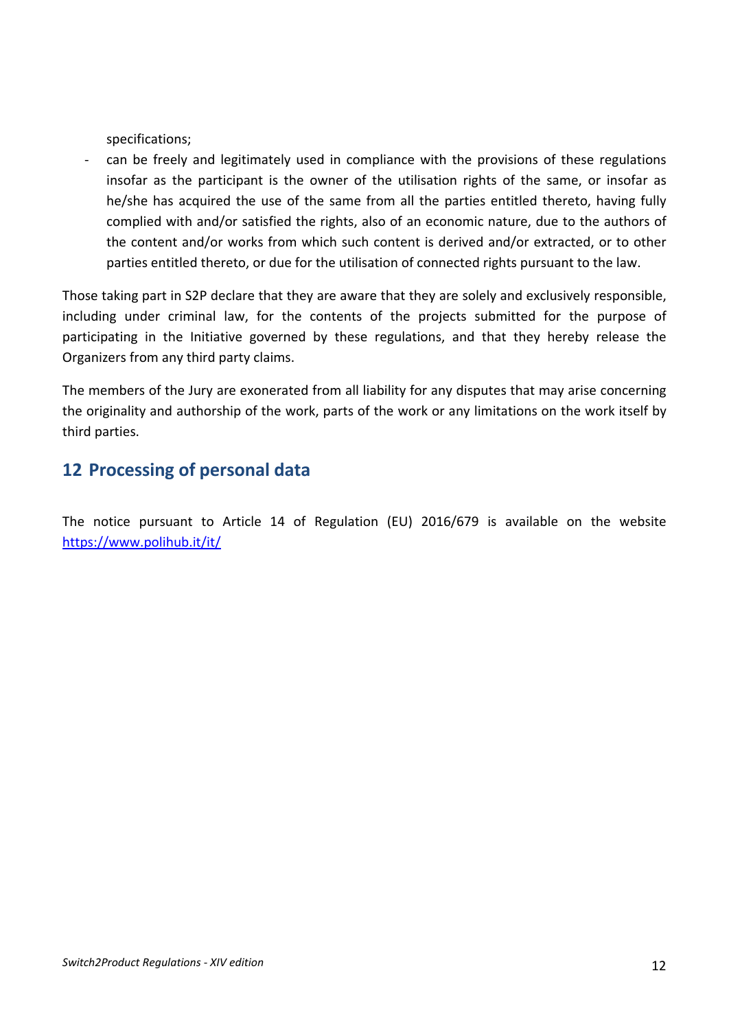specifications;

- can be freely and legitimately used in compliance with the provisions of these regulations insofar as the participant is the owner of the utilisation rights of the same, or insofar as he/she has acquired the use of the same from all the parties entitled thereto, having fully complied with and/or satisfied the rights, also of an economic nature, due to the authors of the content and/or works from which such content is derived and/or extracted, or to other parties entitled thereto, or due for the utilisation of connected rights pursuant to the law.

Those taking part in S2P declare that they are aware that they are solely and exclusively responsible, including under criminal law, for the contents of the projects submitted for the purpose of participating in the Initiative governed by these regulations, and that they hereby release the Organizers from any third party claims.

The members of the Jury are exonerated from all liability for any disputes that may arise concerning the originality and authorship of the work, parts of the work or any limitations on the work itself by third parties.

## 12 Processing of personal data

The notice pursuant to Article 14 of Regulation (EU) 2016/679 is available on the website https://www.polihub.it/it/